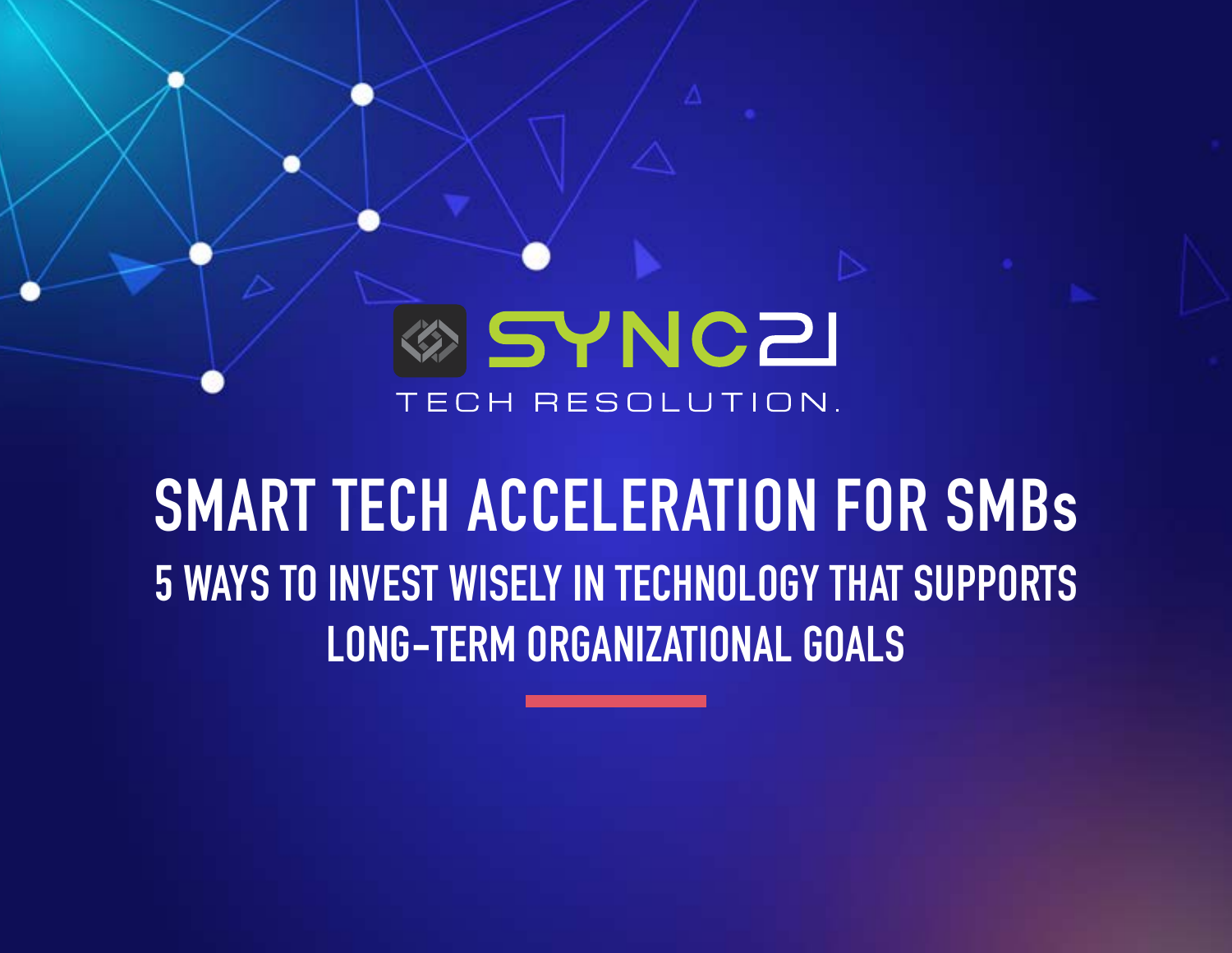SYNC21

TECH RESOLUTION.

# SMART TECH ACCELERATION FOR SMBs

## 5 WAYS TO INVEST WISELY IN TECHNOLOGY THAT SUPPORTS LONG-TERM ORGANIZATIONAL GOALS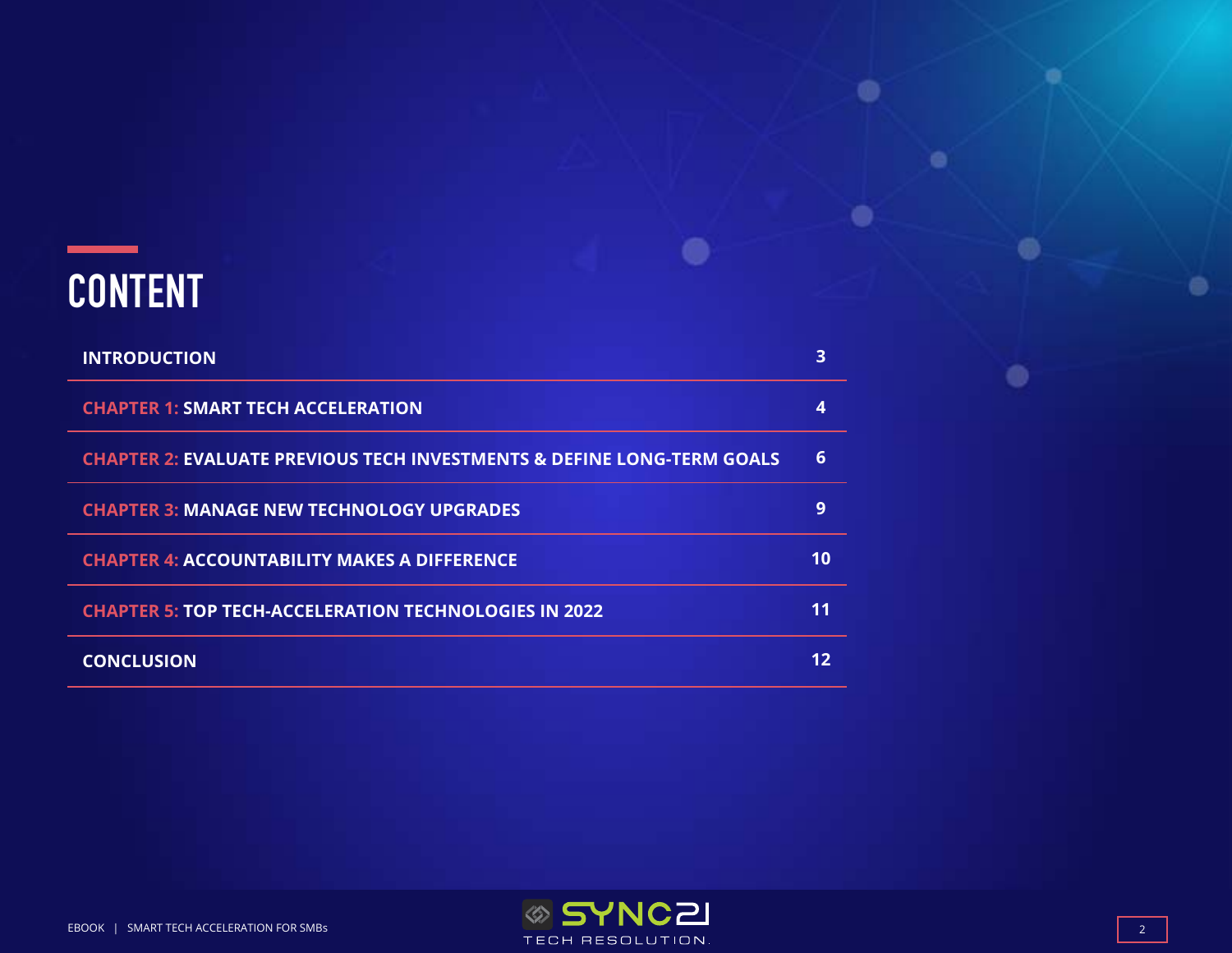# CONTENT

| | |
|---|---|
| **INTRODUCTION** | 3 |
| **CHAPTER 1: SMART TECH ACCELERATION** | 4 |
| **CHAPTER 2: EVALUATE PREVIOUS TECH INVESTMENTS & DEFINE LONG-TERM GOALS** | 6 |
| **CHAPTER 3: MANAGE NEW TECHNOLOGY UPGRADES** | 9 |
| **CHAPTER 4: ACCOUNTABILITY MAKES A DIFFERENCE** | 10 |
| **CHAPTER 5: TOP TECH-ACCELERATION TECHNOLOGIES IN 2022** | 11 |
| **CONCLUSION** | 12 |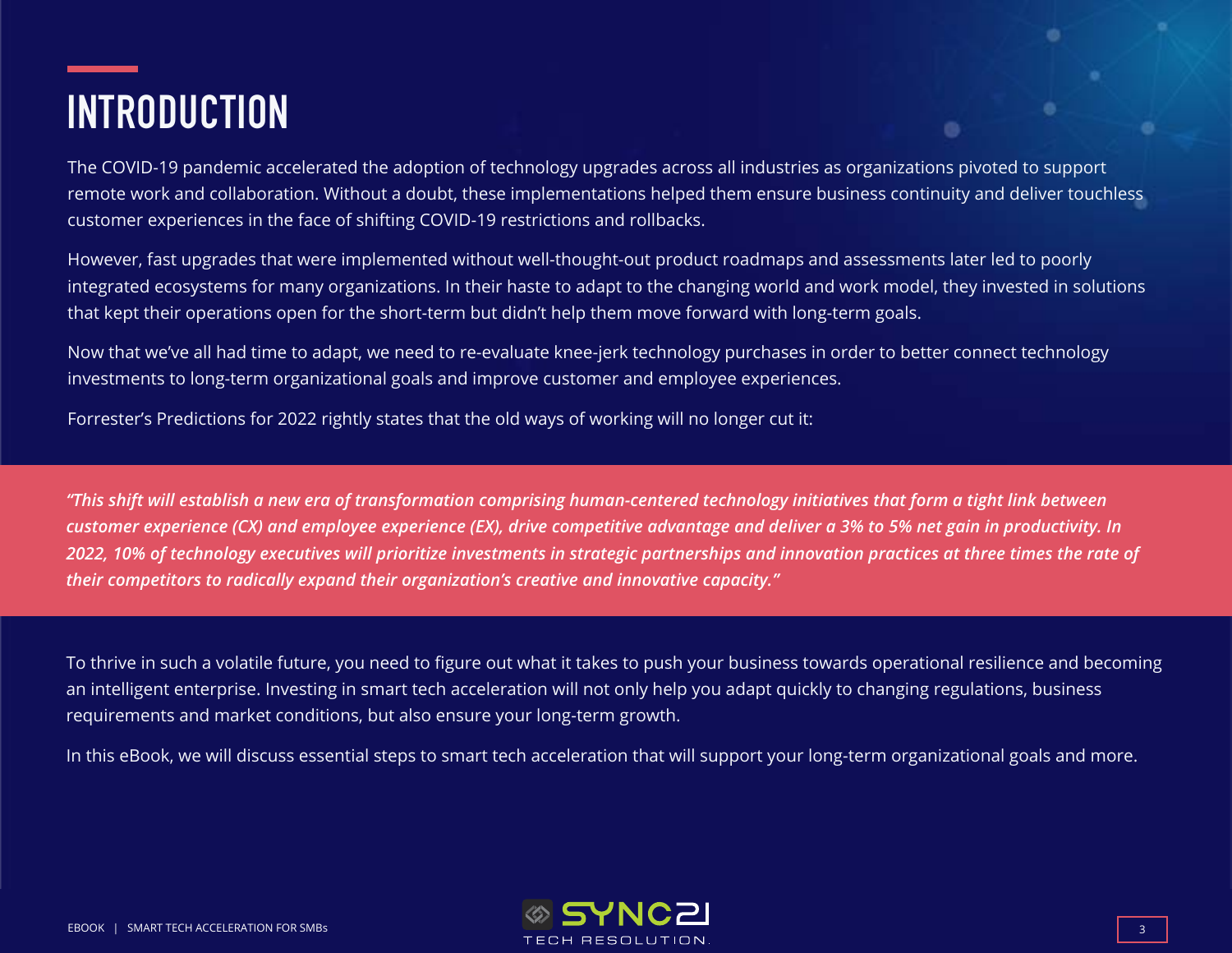# INTRODUCTION

The COVID-19 pandemic accelerated the adoption of technology upgrades across all industries as organizations pivoted to support remote work and collaboration. Without a doubt, these implementations helped them ensure business continuity and deliver touchless customer experiences in the face of shifting COVID-19 restrictions and rollbacks.

However, fast upgrades that were implemented without well-thought-out product roadmaps and assessments later led to poorly integrated ecosystems for many organizations. In their haste to adapt to the changing world and work model, they invested in solutions that kept their operations open for the short-term but didn't help them move forward with long-term goals.

Now that we've all had time to adapt, we need to re-evaluate knee-jerk technology purchases in order to better connect technology investments to long-term organizational goals and improve customer and employee experiences.

Forrester's Predictions for 2022 rightly states that the old ways of working will no longer cut it:

> ***"This shift will establish a new era of transformation comprising human-centered technology initiatives that form a tight link between customer experience (CX) and employee experience (EX), drive competitive advantage and deliver a 3% to 5% net gain in productivity. In 2022, 10% of technology executives will prioritize investments in strategic partnerships and innovation practices at three times the rate of their competitors to radically expand their organization's creative and innovative capacity."***

To thrive in such a volatile future, you need to figure out what it takes to push your business towards operational resilience and becoming an intelligent enterprise. Investing in smart tech acceleration will not only help you adapt quickly to changing regulations, business requirements and market conditions, but also ensure your long-term growth.

In this eBook, we will discuss essential steps to smart tech acceleration that will support your long-term organizational goals and more.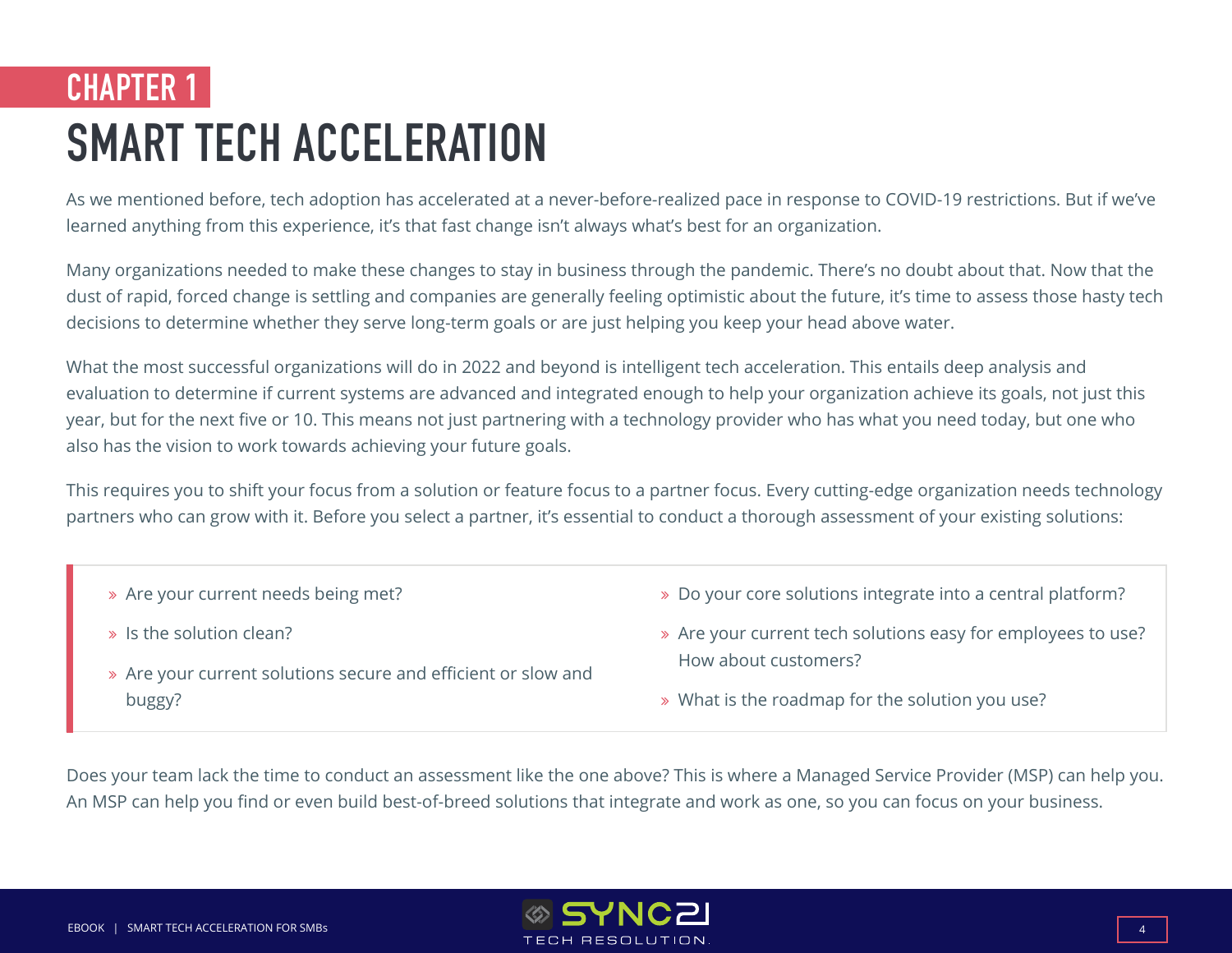CHAPTER 1

# SMART TECH ACCELERATION

As we mentioned before, tech adoption has accelerated at a never-before-realized pace in response to COVID-19 restrictions. But if we've learned anything from this experience, it's that fast change isn't always what's best for an organization.

Many organizations needed to make these changes to stay in business through the pandemic. There's no doubt about that. Now that the dust of rapid, forced change is settling and companies are generally feeling optimistic about the future, it's time to assess those hasty tech decisions to determine whether they serve long-term goals or are just helping you keep your head above water.

What the most successful organizations will do in 2022 and beyond is intelligent tech acceleration. This entails deep analysis and evaluation to determine if current systems are advanced and integrated enough to help your organization achieve its goals, not just this year, but for the next five or 10. This means not just partnering with a technology provider who has what you need today, but one who also has the vision to work towards achieving your future goals.

This requires you to shift your focus from a solution or feature focus to a partner focus. Every cutting-edge organization needs technology partners who can grow with it. Before you select a partner, it's essential to conduct a thorough assessment of your existing solutions:

- Are your current needs being met?
- Is the solution clean?
- Are your current solutions secure and efficient or slow and buggy?
- Do your core solutions integrate into a central platform?
- Are your current tech solutions easy for employees to use? How about customers?
- What is the roadmap for the solution you use?

Does your team lack the time to conduct an assessment like the one above? This is where a Managed Service Provider (MSP) can help you. An MSP can help you find or even build best-of-breed solutions that integrate and work as one, so you can focus on your business.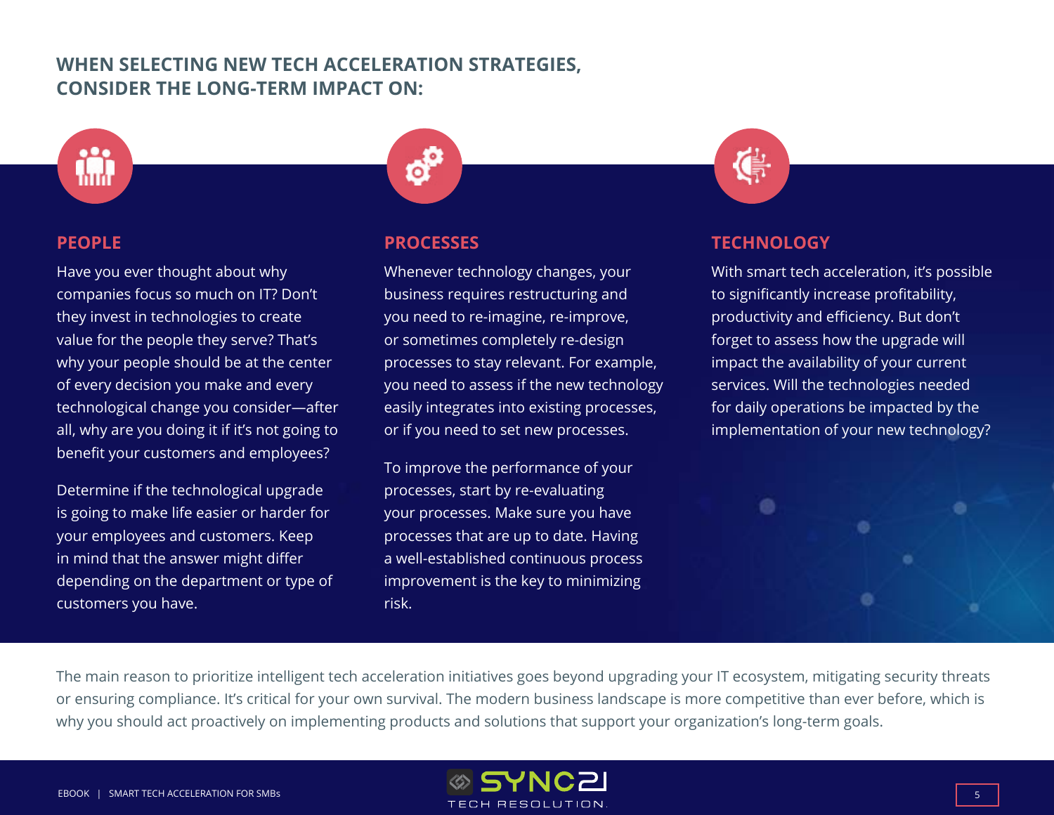## WHEN SELECTING NEW TECH ACCELERATION STRATEGIES, CONSIDER THE LONG-TERM IMPACT ON:

### PEOPLE

Have you ever thought about why companies focus so much on IT? Don't they invest in technologies to create value for the people they serve? That's why your people should be at the center of every decision you make and every technological change you consider—after all, why are you doing it if it's not going to benefit your customers and employees?

Determine if the technological upgrade is going to make life easier or harder for your employees and customers. Keep in mind that the answer might differ depending on the department or type of customers you have.

### PROCESSES

Whenever technology changes, your business requires restructuring and you need to re-imagine, re-improve, or sometimes completely re-design processes to stay relevant. For example, you need to assess if the new technology easily integrates into existing processes, or if you need to set new processes.

To improve the performance of your processes, start by re-evaluating your processes. Make sure you have processes that are up to date. Having a well-established continuous process improvement is the key to minimizing risk.

### TECHNOLOGY

With smart tech acceleration, it's possible to significantly increase profitability, productivity and efficiency. But don't forget to assess how the upgrade will impact the availability of your current services. Will the technologies needed for daily operations be impacted by the implementation of your new technology?

The main reason to prioritize intelligent tech acceleration initiatives goes beyond upgrading your IT ecosystem, mitigating security threats or ensuring compliance. It's critical for your own survival. The modern business landscape is more competitive than ever before, which is why you should act proactively on implementing products and solutions that support your organization's long-term goals.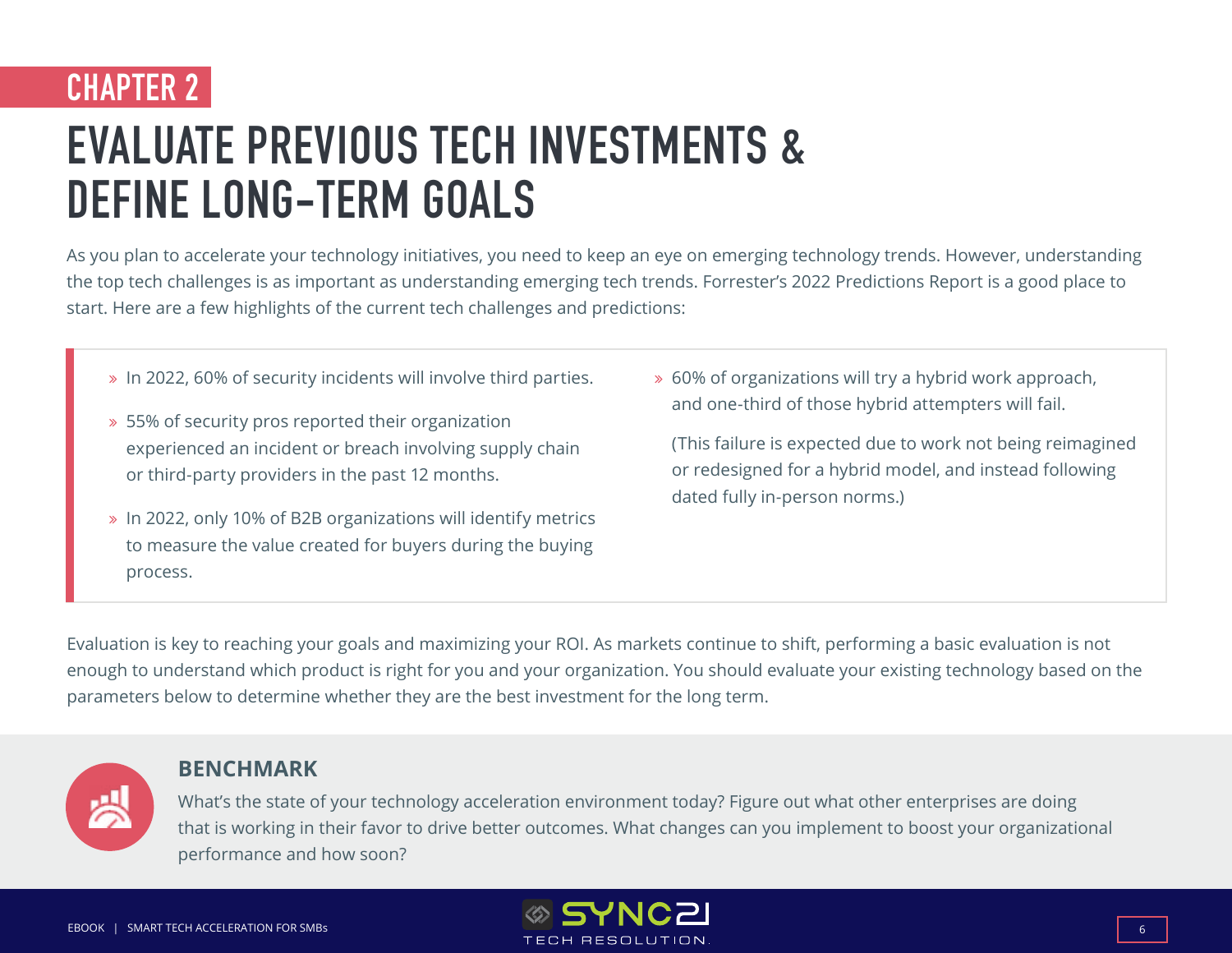CHAPTER 2

# EVALUATE PREVIOUS TECH INVESTMENTS & DEFINE LONG-TERM GOALS

As you plan to accelerate your technology initiatives, you need to keep an eye on emerging technology trends. However, understanding the top tech challenges is as important as understanding emerging tech trends. Forrester's 2022 Predictions Report is a good place to start. Here are a few highlights of the current tech challenges and predictions:

- In 2022, 60% of security incidents will involve third parties.
- 55% of security pros reported their organization experienced an incident or breach involving supply chain or third-party providers in the past 12 months.
- In 2022, only 10% of B2B organizations will identify metrics to measure the value created for buyers during the buying process.
- 60% of organizations will try a hybrid work approach, and one-third of those hybrid attempters will fail.

  (This failure is expected due to work not being reimagined or redesigned for a hybrid model, and instead following dated fully in-person norms.)

Evaluation is key to reaching your goals and maximizing your ROI. As markets continue to shift, performing a basic evaluation is not enough to understand which product is right for you and your organization. You should evaluate your existing technology based on the parameters below to determine whether they are the best investment for the long term.

## BENCHMARK

What's the state of your technology acceleration environment today? Figure out what other enterprises are doing that is working in their favor to drive better outcomes. What changes can you implement to boost your organizational performance and how soon?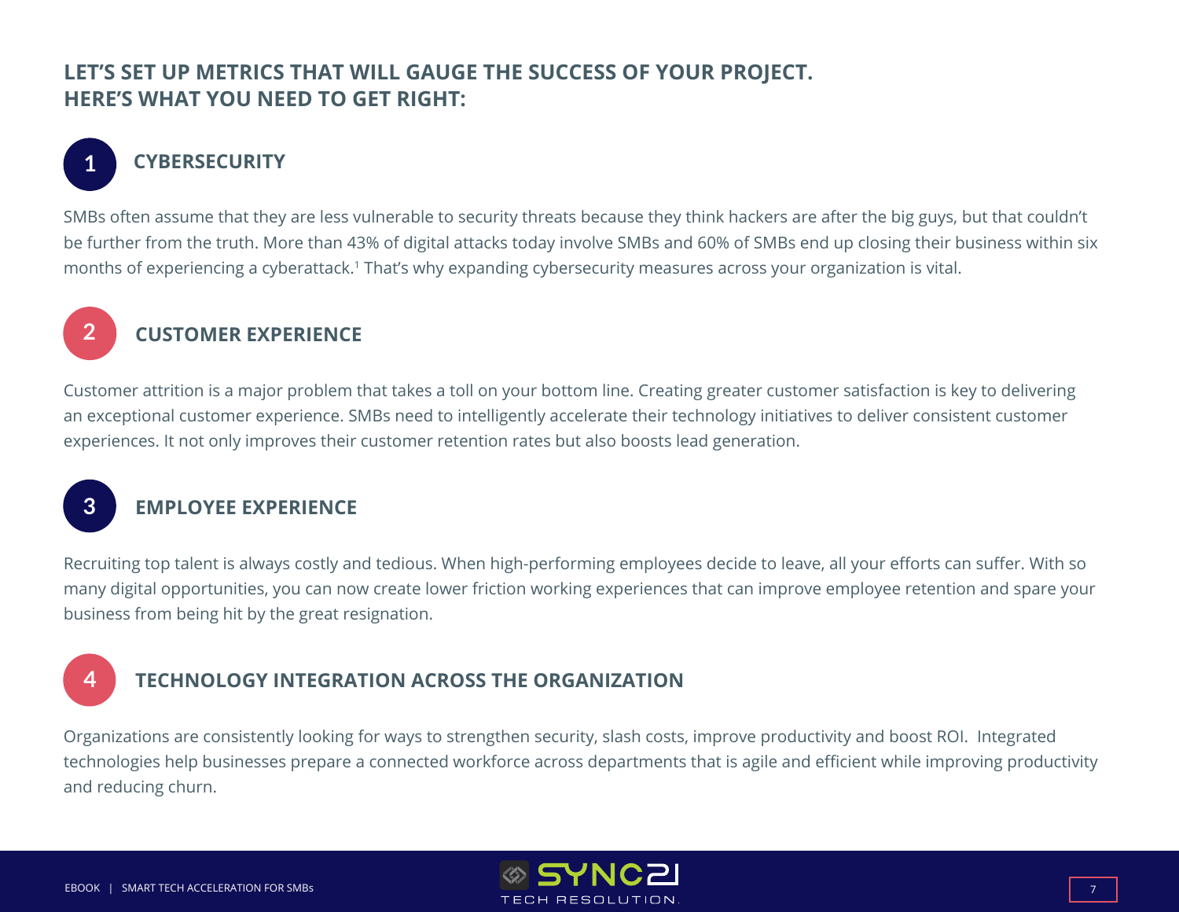## LET'S SET UP METRICS THAT WILL GAUGE THE SUCCESS OF YOUR PROJECT. HERE'S WHAT YOU NEED TO GET RIGHT:

### 1 CYBERSECURITY

SMBs often assume that they are less vulnerable to security threats because they think hackers are after the big guys, but that couldn't be further from the truth. More than 43% of digital attacks today involve SMBs and 60% of SMBs end up closing their business within six months of experiencing a cyberattack.[1] That's why expanding cybersecurity measures across your organization is vital.

### 2 CUSTOMER EXPERIENCE

Customer attrition is a major problem that takes a toll on your bottom line. Creating greater customer satisfaction is key to delivering an exceptional customer experience. SMBs need to intelligently accelerate their technology initiatives to deliver consistent customer experiences. It not only improves their customer retention rates but also boosts lead generation.

### 3 EMPLOYEE EXPERIENCE

Recruiting top talent is always costly and tedious. When high-performing employees decide to leave, all your efforts can suffer. With so many digital opportunities, you can now create lower friction working experiences that can improve employee retention and spare your business from being hit by the great resignation.

### 4 TECHNOLOGY INTEGRATION ACROSS THE ORGANIZATION

Organizations are consistently looking for ways to strengthen security, slash costs, improve productivity and boost ROI. Integrated technologies help businesses prepare a connected workforce across departments that is agile and efficient while improving productivity and reducing churn.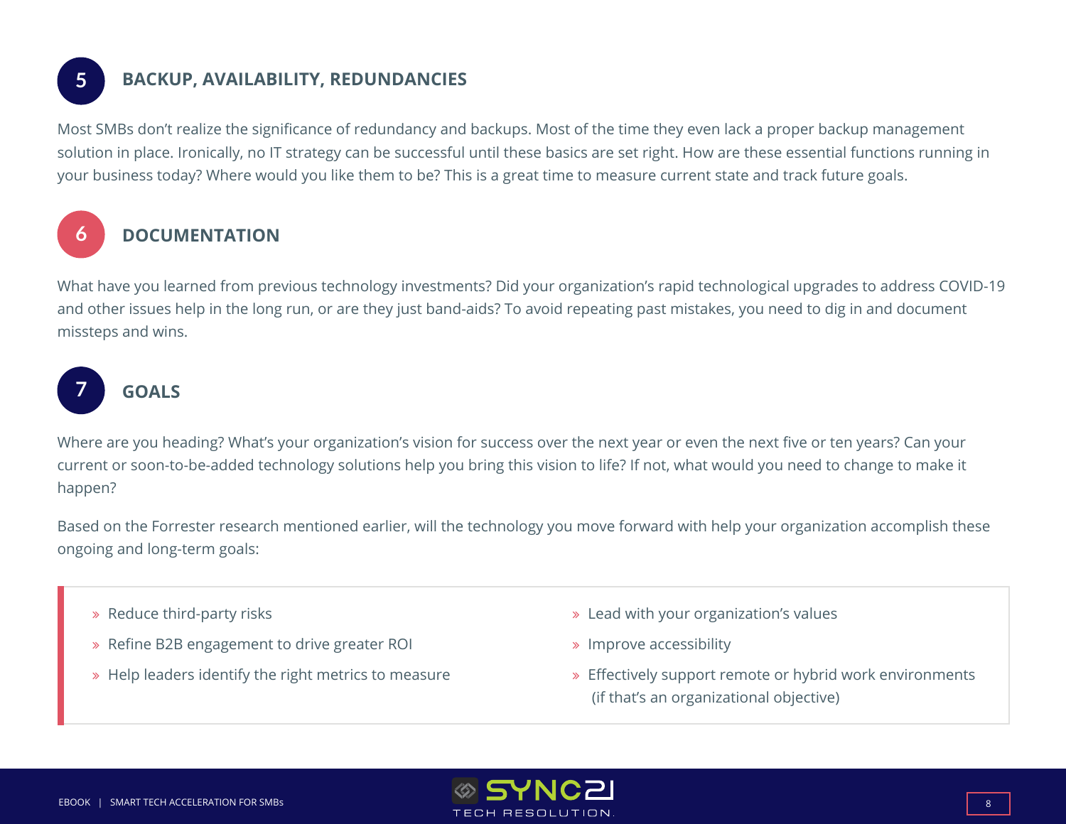## 5 BACKUP, AVAILABILITY, REDUNDANCIES

Most SMBs don't realize the significance of redundancy and backups. Most of the time they even lack a proper backup management solution in place. Ironically, no IT strategy can be successful until these basics are set right. How are these essential functions running in your business today? Where would you like them to be? This is a great time to measure current state and track future goals.

## 6 DOCUMENTATION

What have you learned from previous technology investments? Did your organization's rapid technological upgrades to address COVID-19 and other issues help in the long run, or are they just band-aids? To avoid repeating past mistakes, you need to dig in and document missteps and wins.

## 7 GOALS

Where are you heading? What's your organization's vision for success over the next year or even the next five or ten years? Can your current or soon-to-be-added technology solutions help you bring this vision to life? If not, what would you need to change to make it happen?

Based on the Forrester research mentioned earlier, will the technology you move forward with help your organization accomplish these ongoing and long-term goals:

- Reduce third-party risks
- Refine B2B engagement to drive greater ROI
- Help leaders identify the right metrics to measure
- Lead with your organization's values
- Improve accessibility
- Effectively support remote or hybrid work environments (if that's an organizational objective)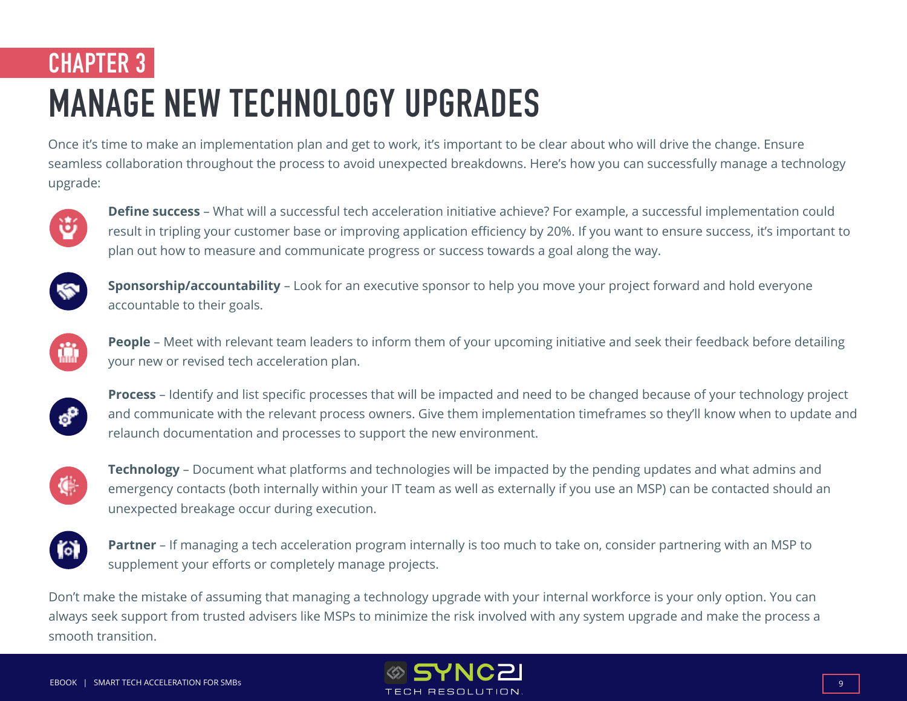## CHAPTER 3

# MANAGE NEW TECHNOLOGY UPGRADES

Once it's time to make an implementation plan and get to work, it's important to be clear about who will drive the change. Ensure seamless collaboration throughout the process to avoid unexpected breakdowns. Here's how you can successfully manage a technology upgrade:

- **Define success** – What will a successful tech acceleration initiative achieve? For example, a successful implementation could result in tripling your customer base or improving application efficiency by 20%. If you want to ensure success, it's important to plan out how to measure and communicate progress or success towards a goal along the way.

- **Sponsorship/accountability** – Look for an executive sponsor to help you move your project forward and hold everyone accountable to their goals.

- **People** – Meet with relevant team leaders to inform them of your upcoming initiative and seek their feedback before detailing your new or revised tech acceleration plan.

- **Process** – Identify and list specific processes that will be impacted and need to be changed because of your technology project and communicate with the relevant process owners. Give them implementation timeframes so they'll know when to update and relaunch documentation and processes to support the new environment.

- **Technology** – Document what platforms and technologies will be impacted by the pending updates and what admins and emergency contacts (both internally within your IT team as well as externally if you use an MSP) can be contacted should an unexpected breakage occur during execution.

- **Partner** – If managing a tech acceleration program internally is too much to take on, consider partnering with an MSP to supplement your efforts or completely manage projects.

Don't make the mistake of assuming that managing a technology upgrade with your internal workforce is your only option. You can always seek support from trusted advisers like MSPs to minimize the risk involved with any system upgrade and make the process a smooth transition.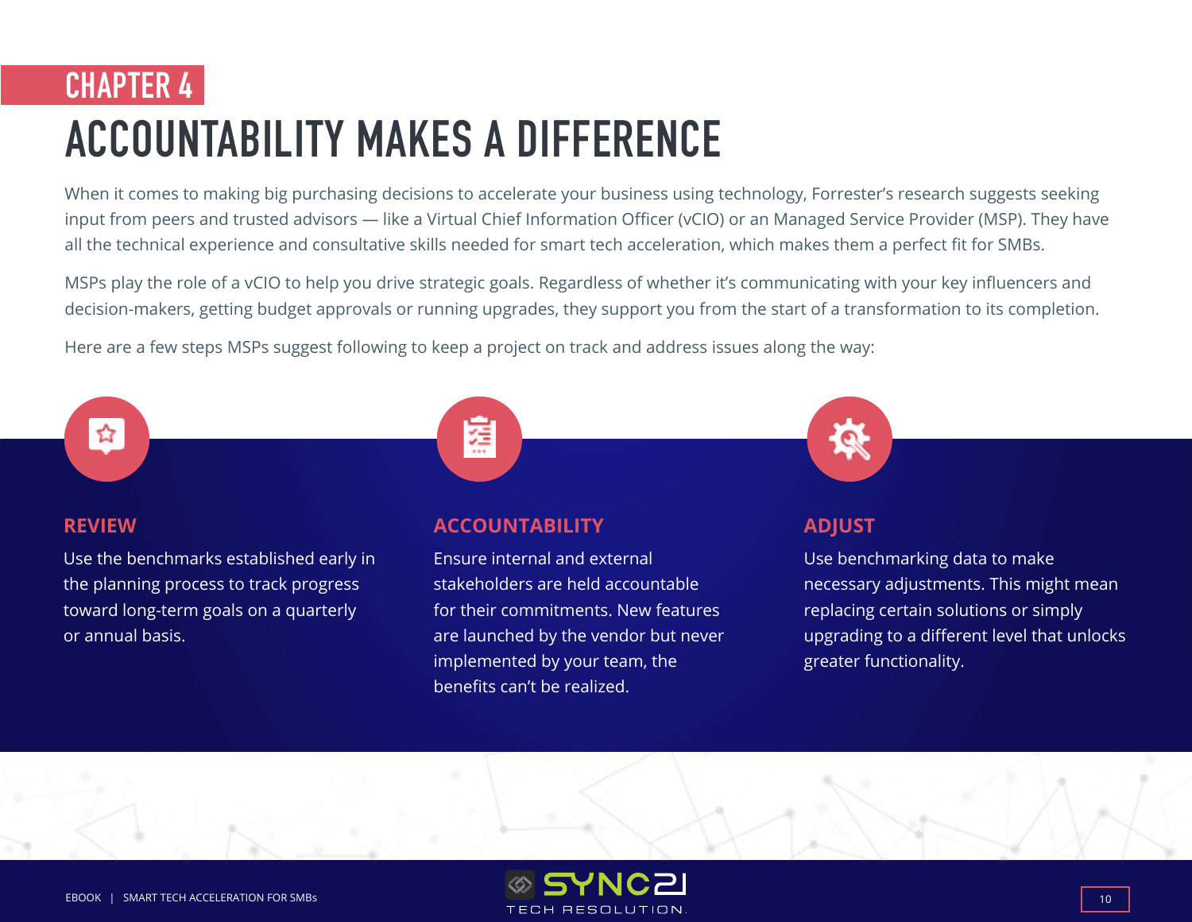CHAPTER 4

# ACCOUNTABILITY MAKES A DIFFERENCE

When it comes to making big purchasing decisions to accelerate your business using technology, Forrester's research suggests seeking input from peers and trusted advisors — like a Virtual Chief Information Officer (vCIO) or an Managed Service Provider (MSP). They have all the technical experience and consultative skills needed for smart tech acceleration, which makes them a perfect fit for SMBs.

MSPs play the role of a vCIO to help you drive strategic goals. Regardless of whether it's communicating with your key influencers and decision-makers, getting budget approvals or running upgrades, they support you from the start of a transformation to its completion.

Here are a few steps MSPs suggest following to keep a project on track and address issues along the way:

### REVIEW

Use the benchmarks established early in the planning process to track progress toward long-term goals on a quarterly or annual basis.

### ACCOUNTABILITY

Ensure internal and external stakeholders are held accountable for their commitments. New features are launched by the vendor but never implemented by your team, the benefits can't be realized.

### ADJUST

Use benchmarking data to make necessary adjustments. This might mean replacing certain solutions or simply upgrading to a different level that unlocks greater functionality.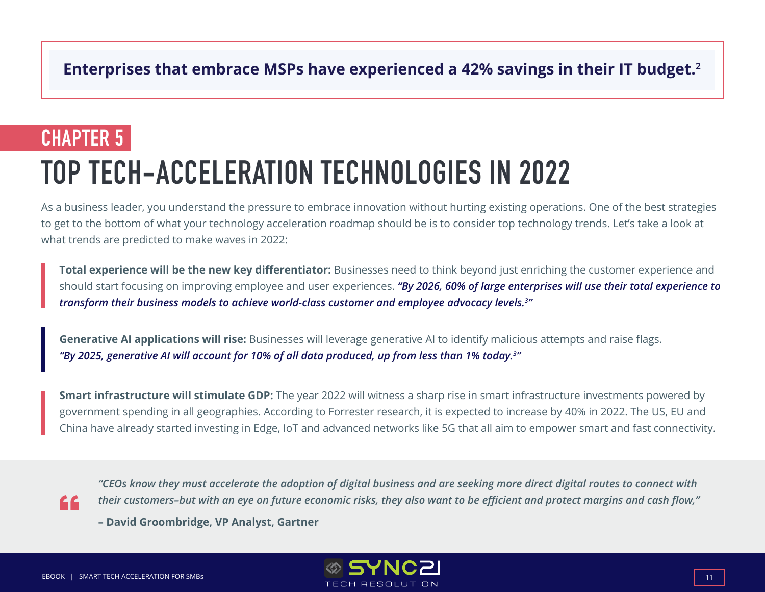**Enterprises that embrace MSPs have experienced a 42% savings in their IT budget.[2]**

## CHAPTER 5

# TOP TECH-ACCELERATION TECHNOLOGIES IN 2022

As a business leader, you understand the pressure to embrace innovation without hurting existing operations. One of the best strategies to get to the bottom of what your technology acceleration roadmap should be is to consider top technology trends. Let's take a look at what trends are predicted to make waves in 2022:

> **Total experience will be the new key differentiator:** Businesses need to think beyond just enriching the customer experience and should start focusing on improving employee and user experiences. ***"By 2026, 60% of large enterprises will use their total experience to transform their business models to achieve world-class customer and employee advocacy levels.[3]"***

> **Generative AI applications will rise:** Businesses will leverage generative AI to identify malicious attempts and raise flags. ***"By 2025, generative AI will account for 10% of all data produced, up from less than 1% today.[3]"***

> **Smart infrastructure will stimulate GDP:** The year 2022 will witness a sharp rise in smart infrastructure investments powered by government spending in all geographies. According to Forrester research, it is expected to increase by 40% in 2022. The US, EU and China have already started investing in Edge, IoT and advanced networks like 5G that all aim to empower smart and fast connectivity.

> *"CEOs know they must accelerate the adoption of digital business and are seeking more direct digital routes to connect with their customers–but with an eye on future economic risks, they also want to be efficient and protect margins and cash flow,"*
>
> **– David Groombridge, VP Analyst, Gartner**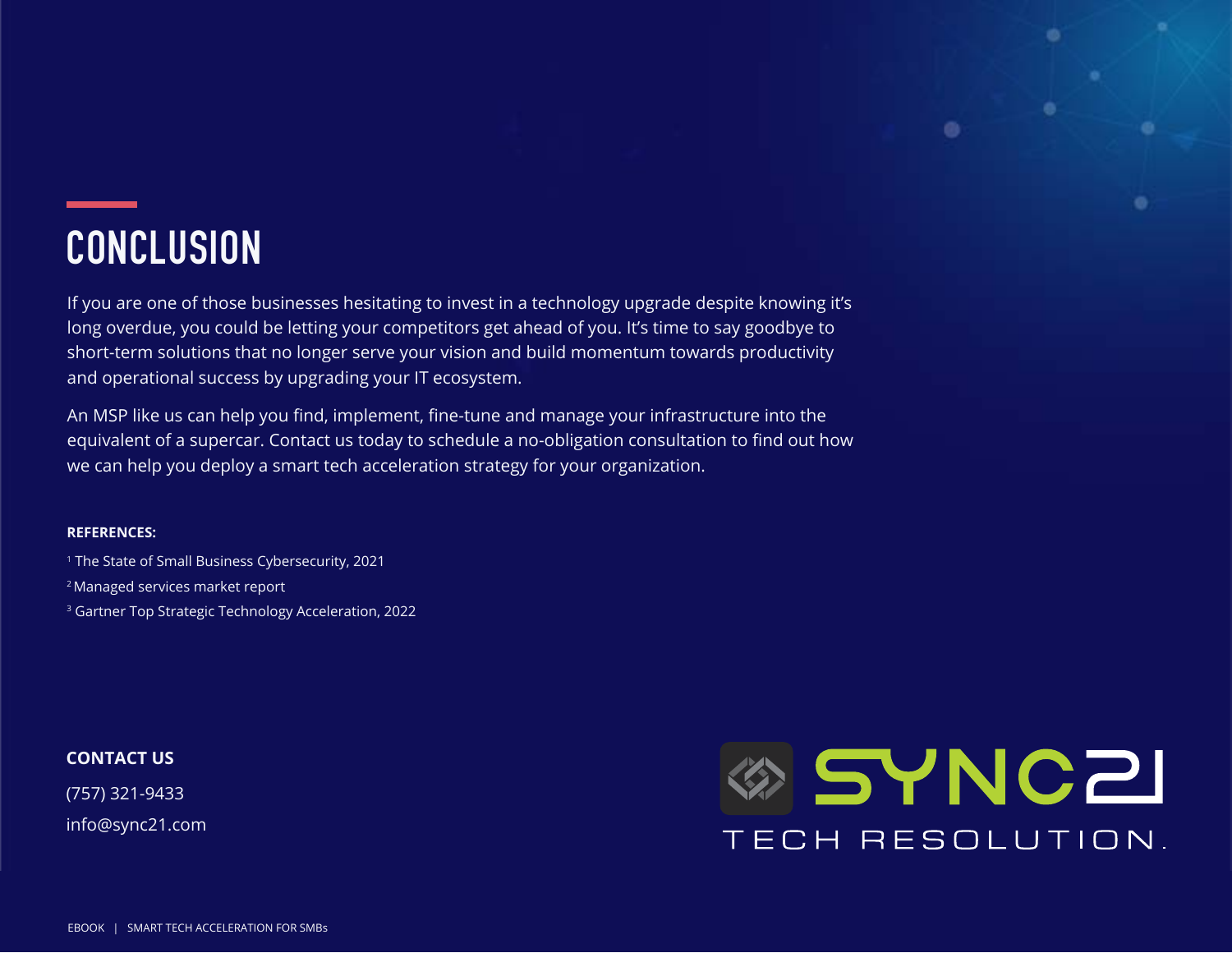# CONCLUSION

If you are one of those businesses hesitating to invest in a technology upgrade despite knowing it's long overdue, you could be letting your competitors get ahead of you. It's time to say goodbye to short-term solutions that no longer serve your vision and build momentum towards productivity and operational success by upgrading your IT ecosystem.

An MSP like us can help you find, implement, fine-tune and manage your infrastructure into the equivalent of a supercar. Contact us today to schedule a no-obligation consultation to find out how we can help you deploy a smart tech acceleration strategy for your organization.

**REFERENCES:**

[1] The State of Small Business Cybersecurity, 2021

[2] Managed services market report

[3] Gartner Top Strategic Technology Acceleration, 2022

**CONTACT US**

(757) 321-9433

info@sync21.com

SYNC21

TECH RESOLUTION.